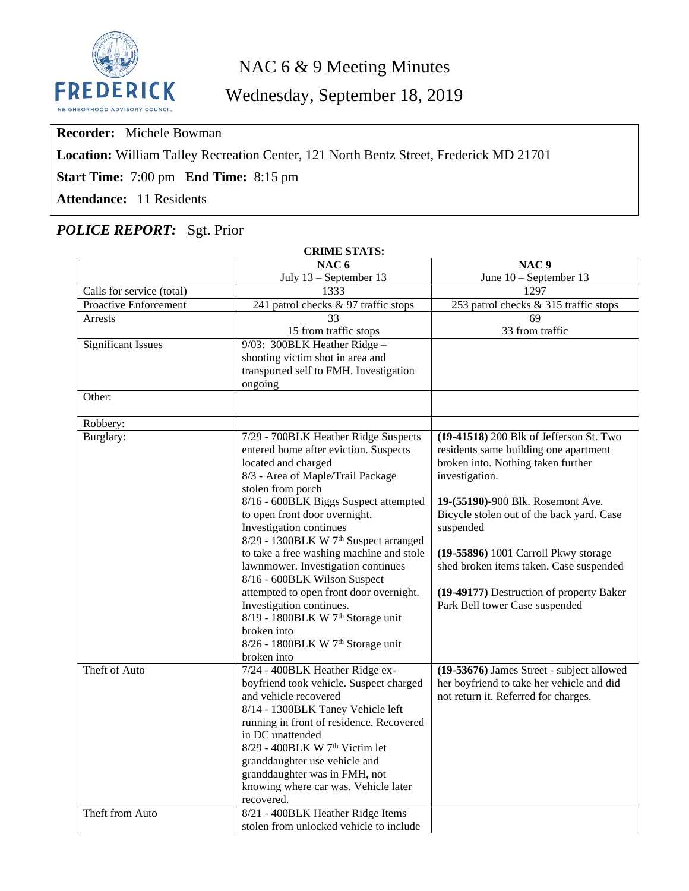FREDERICK
NEIGHBORHOOD ADVISORY COUNCIL

# NAC 6 & 9 Meeting Minutes

## Wednesday, September 18, 2019

**Recorder:** Michele Bowman

**Location:** William Talley Recreation Center, 121 North Bentz Street, Frederick MD 21701

**Start Time:** 7:00 pm **End Time:** 8:15 pm

**Attendance:** 11 Residents

## *POLICE REPORT:* Sgt. Prior

**CRIME STATS:**

| | **NAC 6**<br>July 13 – September 13 | **NAC 9**<br>June 10 – September 13 |
|---|---|---|
| Calls for service (total) | 1333 | 1297 |
| Proactive Enforcement | 241 patrol checks & 97 traffic stops | 253 patrol checks & 315 traffic stops |
| Arrests | 33<br>15 from traffic stops | 69<br>33 from traffic |
| Significant Issues | 9/03: 300BLK Heather Ridge – shooting victim shot in area and transported self to FMH. Investigation ongoing | |
| Other: | | |
| Robbery: | | |
| Burglary: | 7/29 - 700BLK Heather Ridge Suspects entered home after eviction. Suspects located and charged<br>8/3 - Area of Maple/Trail Package stolen from porch<br>8/16 - 600BLK Biggs Suspect attempted to open front door overnight. Investigation continues<br>8/29 - 1300BLK W 7th Suspect arranged to take a free washing machine and stole lawnmower. Investigation continues<br>8/16 - 600BLK Wilson Suspect attempted to open front door overnight. Investigation continues.<br>8/19 - 1800BLK W 7th Storage unit broken into<br>8/26 - 1800BLK W 7th Storage unit broken into | **(19-41518)** 200 Blk of Jefferson St. Two residents same building one apartment broken into. Nothing taken further investigation.<br><br>**19-(55190)**-900 Blk. Rosemont Ave. Bicycle stolen out of the back yard. Case suspended<br><br>**(19-55896)** 1001 Carroll Pkwy storage shed broken items taken. Case suspended<br><br>**(19-49177)** Destruction of property Baker Park Bell tower Case suspended |
| Theft of Auto | 7/24 - 400BLK Heather Ridge ex-boyfriend took vehicle. Suspect charged and vehicle recovered<br>8/14 - 1300BLK Taney Vehicle left running in front of residence. Recovered in DC unattended<br>8/29 - 400BLK W 7th Victim let granddaughter use vehicle and granddaughter was in FMH, not knowing where car was. Vehicle later recovered. | **(19-53676)** James Street - subject allowed her boyfriend to take her vehicle and did not return it. Referred for charges. |
| Theft from Auto | 8/21 - 400BLK Heather Ridge Items stolen from unlocked vehicle to include | |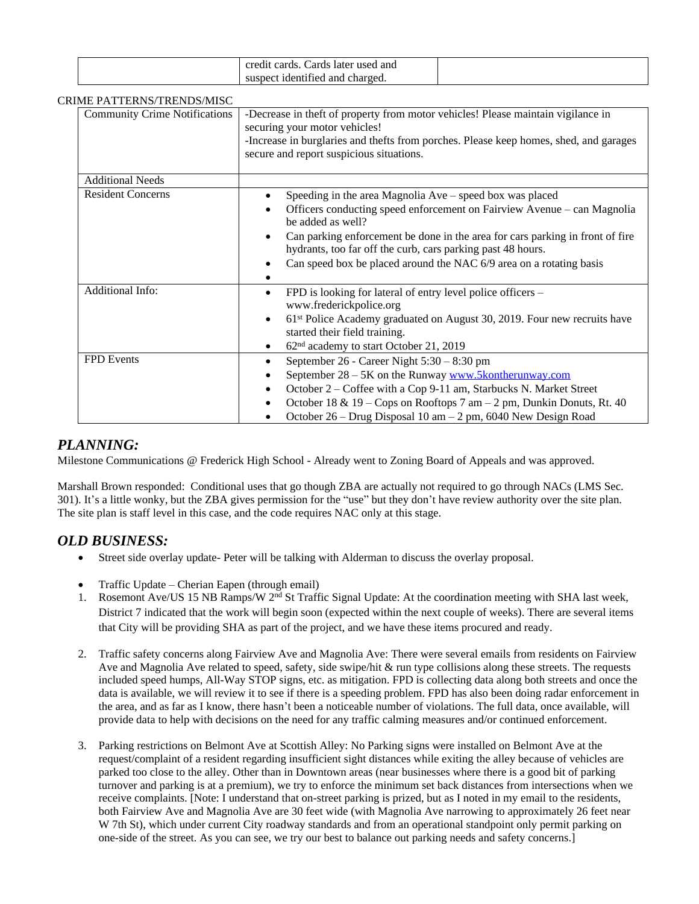| | credit cards. Cards later used and suspect identified and charged. | |
|---|---|---|

CRIME PATTERNS/TRENDS/MISC

| Community Crime Notifications | -Decrease in theft of property from motor vehicles! Please maintain vigilance in securing your motor vehicles!<br>-Increase in burglaries and thefts from porches. Please keep homes, shed, and garages secure and report suspicious situations. |
|---|---|
| Additional Needs | |
| Resident Concerns | • Speeding in the area Magnolia Ave – speed box was placed<br>• Officers conducting speed enforcement on Fairview Avenue – can Magnolia be added as well?<br>• Can parking enforcement be done in the area for cars parking in front of fire hydrants, too far off the curb, cars parking past 48 hours.<br>• Can speed box be placed around the NAC 6/9 area on a rotating basis<br>• |
| Additional Info: | • FPD is looking for lateral of entry level police officers – www.frederickpolice.org<br>• 61st Police Academy graduated on August 30, 2019. Four new recruits have started their field training.<br>• 62nd academy to start October 21, 2019 |
| FPD Events | • September 26 - Career Night 5:30 – 8:30 pm<br>• September 28 – 5K on the Runway www.5kontherunway.com<br>• October 2 – Coffee with a Cop 9-11 am, Starbucks N. Market Street<br>• October 18 & 19 – Cops on Rooftops 7 am – 2 pm, Dunkin Donuts, Rt. 40<br>• October 26 – Drug Disposal 10 am – 2 pm, 6040 New Design Road |

## *PLANNING:*

Milestone Communications @ Frederick High School - Already went to Zoning Board of Appeals and was approved.

Marshall Brown responded: Conditional uses that go though ZBA are actually not required to go through NACs (LMS Sec. 301). It's a little wonky, but the ZBA gives permission for the "use" but they don't have review authority over the site plan. The site plan is staff level in this case, and the code requires NAC only at this stage.

## *OLD BUSINESS:*

- Street side overlay update- Peter will be talking with Alderman to discuss the overlay proposal.

- Traffic Update – Cherian Eapen (through email)

1. Rosemont Ave/US 15 NB Ramps/W 2nd St Traffic Signal Update: At the coordination meeting with SHA last week, District 7 indicated that the work will begin soon (expected within the next couple of weeks). There are several items that City will be providing SHA as part of the project, and we have these items procured and ready.

2. Traffic safety concerns along Fairview Ave and Magnolia Ave: There were several emails from residents on Fairview Ave and Magnolia Ave related to speed, safety, side swipe/hit & run type collisions along these streets. The requests included speed humps, All-Way STOP signs, etc. as mitigation. FPD is collecting data along both streets and once the data is available, we will review it to see if there is a speeding problem. FPD has also been doing radar enforcement in the area, and as far as I know, there hasn't been a noticeable number of violations. The full data, once available, will provide data to help with decisions on the need for any traffic calming measures and/or continued enforcement.

3. Parking restrictions on Belmont Ave at Scottish Alley: No Parking signs were installed on Belmont Ave at the request/complaint of a resident regarding insufficient sight distances while exiting the alley because of vehicles are parked too close to the alley. Other than in Downtown areas (near businesses where there is a good bit of parking turnover and parking is at a premium), we try to enforce the minimum set back distances from intersections when we receive complaints. [Note: I understand that on-street parking is prized, but as I noted in my email to the residents, both Fairview Ave and Magnolia Ave are 30 feet wide (with Magnolia Ave narrowing to approximately 26 feet near W 7th St), which under current City roadway standards and from an operational standpoint only permit parking on one-side of the street. As you can see, we try our best to balance out parking needs and safety concerns.]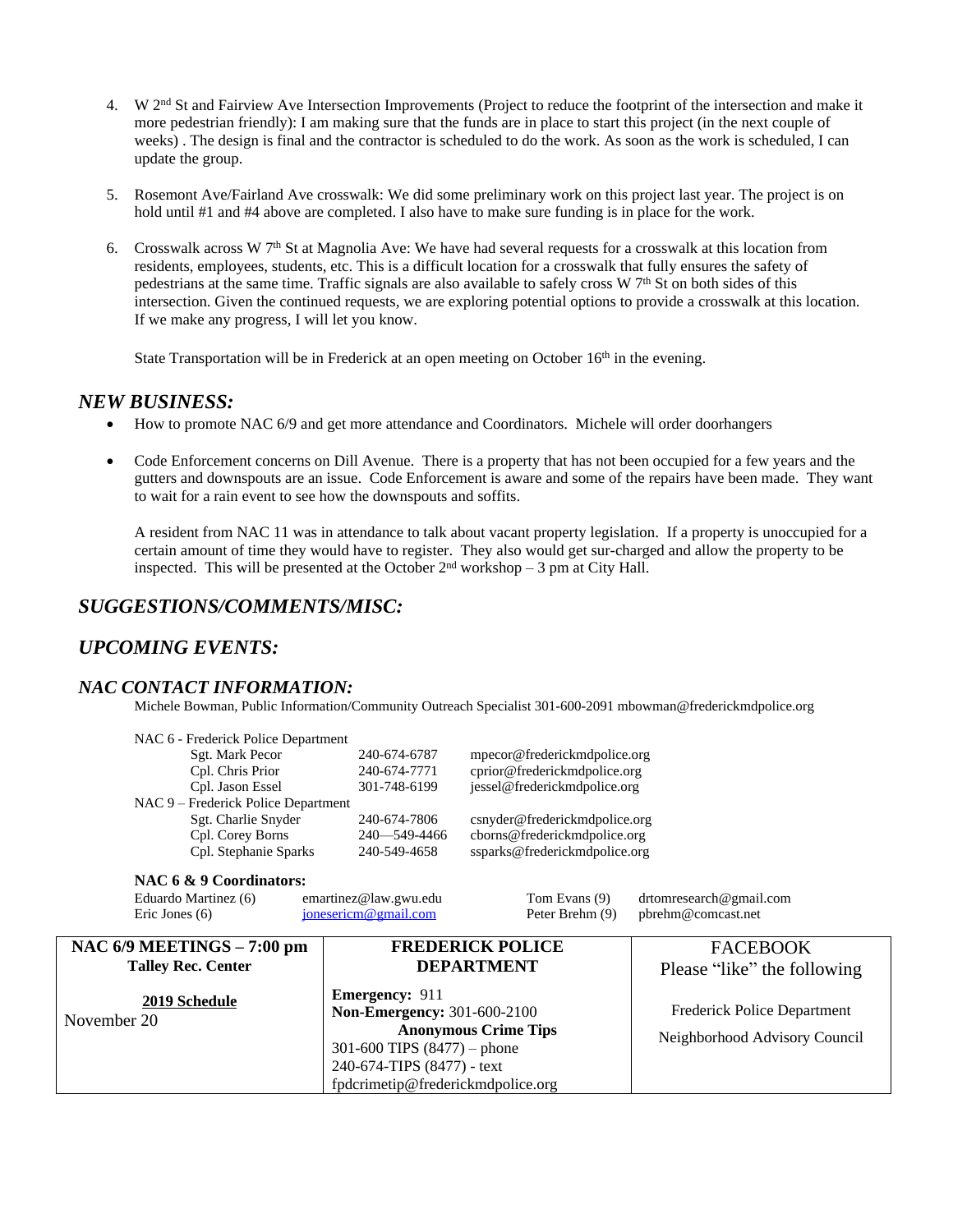4. W 2nd St and Fairview Ave Intersection Improvements (Project to reduce the footprint of the intersection and make it more pedestrian friendly): I am making sure that the funds are in place to start this project (in the next couple of weeks) . The design is final and the contractor is scheduled to do the work. As soon as the work is scheduled, I can update the group.

5. Rosemont Ave/Fairland Ave crosswalk: We did some preliminary work on this project last year. The project is on hold until #1 and #4 above are completed. I also have to make sure funding is in place for the work.

6. Crosswalk across W 7th St at Magnolia Ave: We have had several requests for a crosswalk at this location from residents, employees, students, etc. This is a difficult location for a crosswalk that fully ensures the safety of pedestrians at the same time. Traffic signals are also available to safely cross W 7th St on both sides of this intersection. Given the continued requests, we are exploring potential options to provide a crosswalk at this location. If we make any progress, I will let you know.

   State Transportation will be in Frederick at an open meeting on October 16th in the evening.

## *NEW BUSINESS:*

- How to promote NAC 6/9 and get more attendance and Coordinators. Michele will order doorhangers

- Code Enforcement concerns on Dill Avenue. There is a property that has not been occupied for a few years and the gutters and downspouts are an issue. Code Enforcement is aware and some of the repairs have been made. They want to wait for a rain event to see how the downspouts and soffits.

  A resident from NAC 11 was in attendance to talk about vacant property legislation. If a property is unoccupied for a certain amount of time they would have to register. They also would get sur-charged and allow the property to be inspected. This will be presented at the October 2nd workshop – 3 pm at City Hall.

## *SUGGESTIONS/COMMENTS/MISC:*

## *UPCOMING EVENTS:*

## *NAC CONTACT INFORMATION:*

Michele Bowman, Public Information/Community Outreach Specialist 301-600-2091 mbowman@frederickmdpolice.org

| | | |
|---|---|---|
| **NAC 6 - Frederick Police Department** | | |
| Sgt. Mark Pecor | 240-674-6787 | mpecor@frederickmdpolice.org |
| Cpl. Chris Prior | 240-674-7771 | cprior@frederickmdpolice.org |
| Cpl. Jason Essel | 301-748-6199 | jessel@frederickmdpolice.org |
| **NAC 9 – Frederick Police Department** | | |
| Sgt. Charlie Snyder | 240-674-7806 | csnyder@frederickmdpolice.org |
| Cpl. Corey Borns | 240—549-4466 | cborns@frederickmdpolice.org |
| Cpl. Stephanie Sparks | 240-549-4658 | ssparks@frederickmdpolice.org |

**NAC 6 & 9 Coordinators:**

| | | | |
|---|---|---|---|
| Eduardo Martinez (6) | emartinez@law.gwu.edu | Tom Evans (9) | drtomresearch@gmail.com |
| Eric Jones (6) | jonesericm@gmail.com | Peter Brehm (9) | pbrehm@comcast.net |

| NAC 6/9 MEETINGS – 7:00 pm<br>Talley Rec. Center | FREDERICK POLICE DEPARTMENT | FACEBOOK<br>Please "like" the following |
|---|---|---|
| **2019 Schedule**<br>November 20 | **Emergency:** 911<br>**Non-Emergency:** 301-600-2100<br>**Anonymous Crime Tips**<br>301-600 TIPS (8477) – phone<br>240-674-TIPS (8477) - text<br>fpdcrimetip@frederickmdpolice.org | Frederick Police Department<br>Neighborhood Advisory Council |